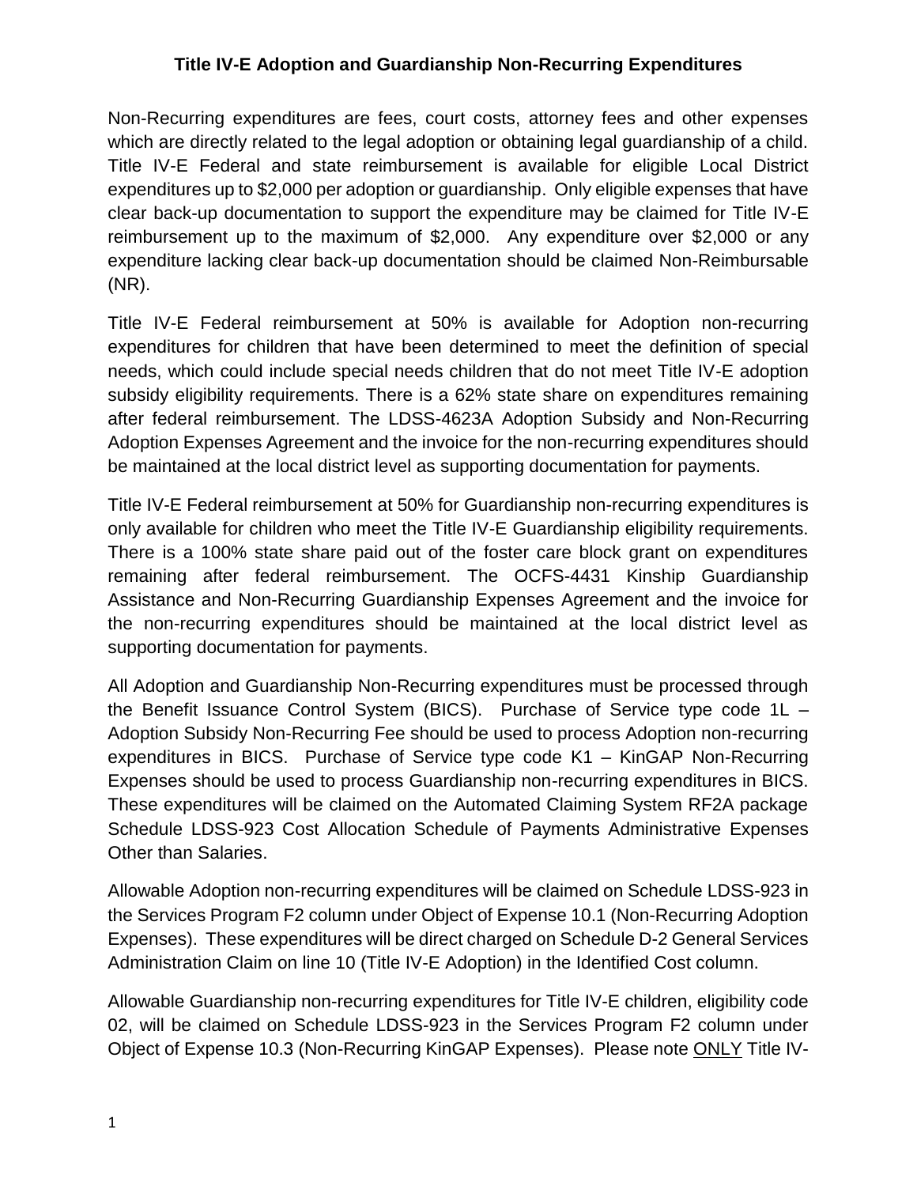# Title IV-E Adoption and Guardianship Non-Recurring Expenditures

Non-Recurring expenditures are fees, court costs, attorney fees and other expenses which are directly related to the legal adoption or obtaining legal guardianship of a child. Title IV-E Federal and state reimbursement is available for eligible Local District expenditures up to $2,000 per adoption or guardianship. Only eligible expenses that have clear back-up documentation to support the expenditure may be claimed for Title IV-E reimbursement up to the maximum of $2,000. Any expenditure over $2,000 or any expenditure lacking clear back-up documentation should be claimed Non-Reimbursable (NR).

Title IV-E Federal reimbursement at 50% is available for Adoption non-recurring expenditures for children that have been determined to meet the definition of special needs, which could include special needs children that do not meet Title IV-E adoption subsidy eligibility requirements. There is a 62% state share on expenditures remaining after federal reimbursement. The LDSS-4623A Adoption Subsidy and Non-Recurring Adoption Expenses Agreement and the invoice for the non-recurring expenditures should be maintained at the local district level as supporting documentation for payments.

Title IV-E Federal reimbursement at 50% for Guardianship non-recurring expenditures is only available for children who meet the Title IV-E Guardianship eligibility requirements. There is a 100% state share paid out of the foster care block grant on expenditures remaining after federal reimbursement. The OCFS-4431 Kinship Guardianship Assistance and Non-Recurring Guardianship Expenses Agreement and the invoice for the non-recurring expenditures should be maintained at the local district level as supporting documentation for payments.

All Adoption and Guardianship Non-Recurring expenditures must be processed through the Benefit Issuance Control System (BICS). Purchase of Service type code 1L – Adoption Subsidy Non-Recurring Fee should be used to process Adoption non-recurring expenditures in BICS. Purchase of Service type code K1 – KinGAP Non-Recurring Expenses should be used to process Guardianship non-recurring expenditures in BICS. These expenditures will be claimed on the Automated Claiming System RF2A package Schedule LDSS-923 Cost Allocation Schedule of Payments Administrative Expenses Other than Salaries.

Allowable Adoption non-recurring expenditures will be claimed on Schedule LDSS-923 in the Services Program F2 column under Object of Expense 10.1 (Non-Recurring Adoption Expenses). These expenditures will be direct charged on Schedule D-2 General Services Administration Claim on line 10 (Title IV-E Adoption) in the Identified Cost column.

Allowable Guardianship non-recurring expenditures for Title IV-E children, eligibility code 02, will be claimed on Schedule LDSS-923 in the Services Program F2 column under Object of Expense 10.3 (Non-Recurring KinGAP Expenses). Please note <u>ONLY</u> Title IV-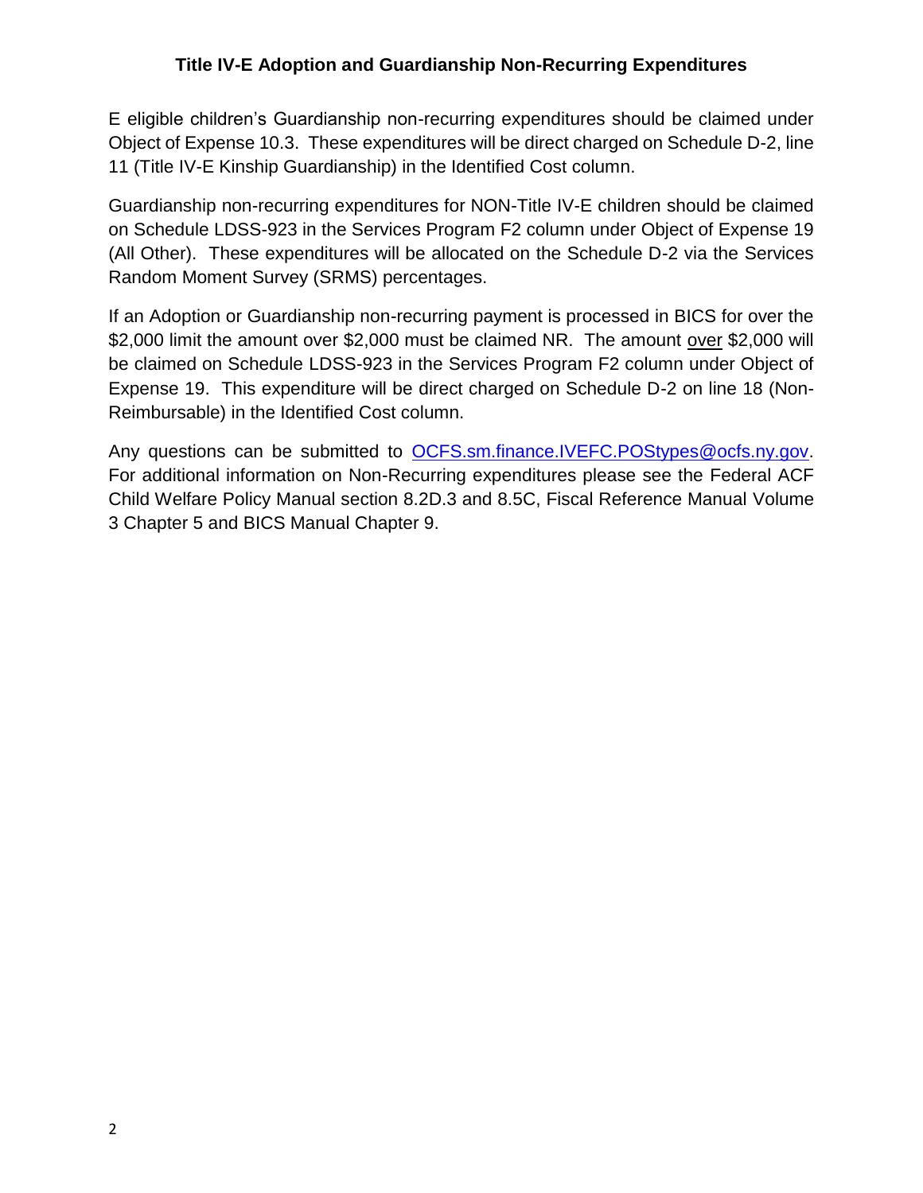E eligible children's Guardianship non-recurring expenditures should be claimed under Object of Expense 10.3. These expenditures will be direct charged on Schedule D-2, line 11 (Title IV-E Kinship Guardianship) in the Identified Cost column.

Guardianship non-recurring expenditures for NON-Title IV-E children should be claimed on Schedule LDSS-923 in the Services Program F2 column under Object of Expense 19 (All Other). These expenditures will be allocated on the Schedule D-2 via the Services Random Moment Survey (SRMS) percentages.

If an Adoption or Guardianship non-recurring payment is processed in BICS for over the $2,000 limit the amount over $2,000 must be claimed NR. The amount over $2,000 will be claimed on Schedule LDSS-923 in the Services Program F2 column under Object of Expense 19. This expenditure will be direct charged on Schedule D-2 on line 18 (Non-Reimbursable) in the Identified Cost column.

Any questions can be submitted to [OCFS.sm.finance.IVEFC.POStypes@ocfs.ny.gov](mailto:OCFS.sm.finance.IVEFC.POStypes@ocfs.ny.gov). For additional information on Non-Recurring expenditures please see the Federal ACF Child Welfare Policy Manual section 8.2D.3 and 8.5C, Fiscal Reference Manual Volume 3 Chapter 5 and BICS Manual Chapter 9.